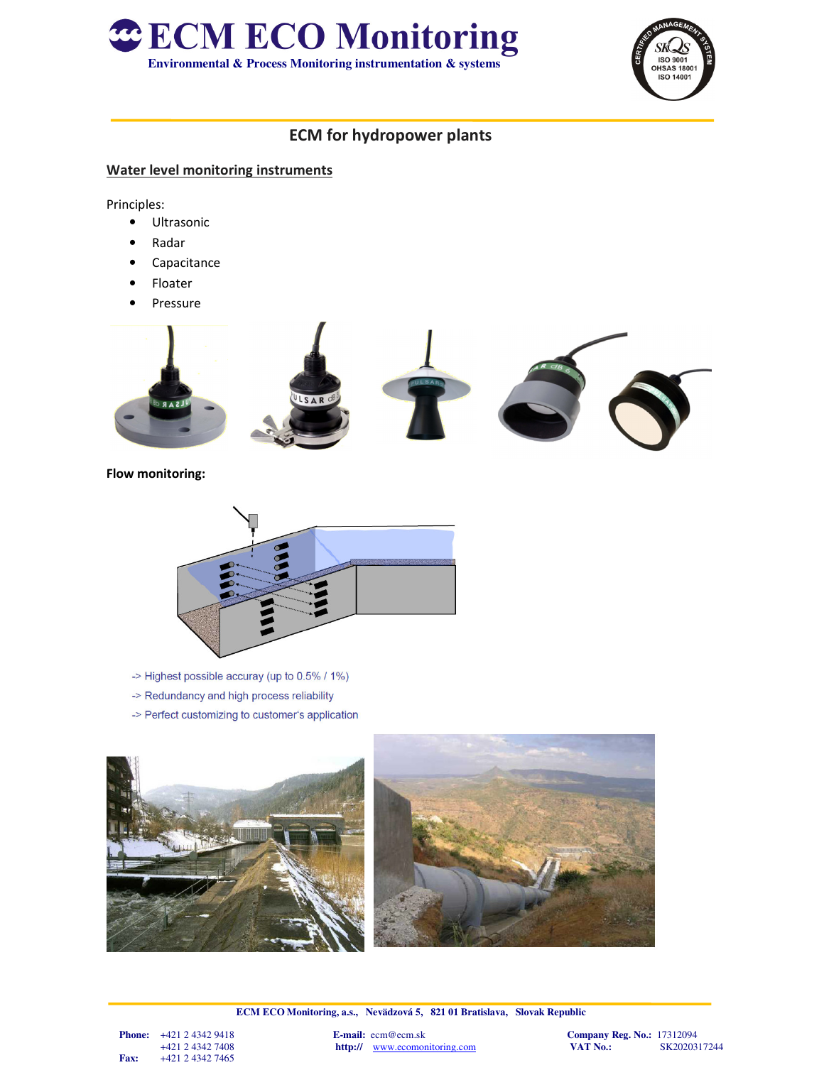# ECM ECO Monitoring

**Environmental & Process Monitoring instrumentation & systems**

## ECM for hydropower plants

### Water level monitoring instruments

Principles:

- Ultrasonic
- Radar
- Capacitance
- Floater
- Pressure

**Flow monitoring:**

-> Highest possible accuray (up to 0.5% / 1%)

-> Redundancy and high process reliability

-> Perfect customizing to customer's application

**ECM ECO Monitoring, a.s., Nevädzová 5, 821 01 Bratislava, Slovak Republic**

**Phone:** +421 2 4342 9418, +421 2 4342 7408
**Fax:** +421 2 4342 7465

**E-mail:** ecm@ecm.sk
**http://** www.ecomonitoring.com

**Company Reg. No.:** 17312094
**VAT No.:** SK2020317244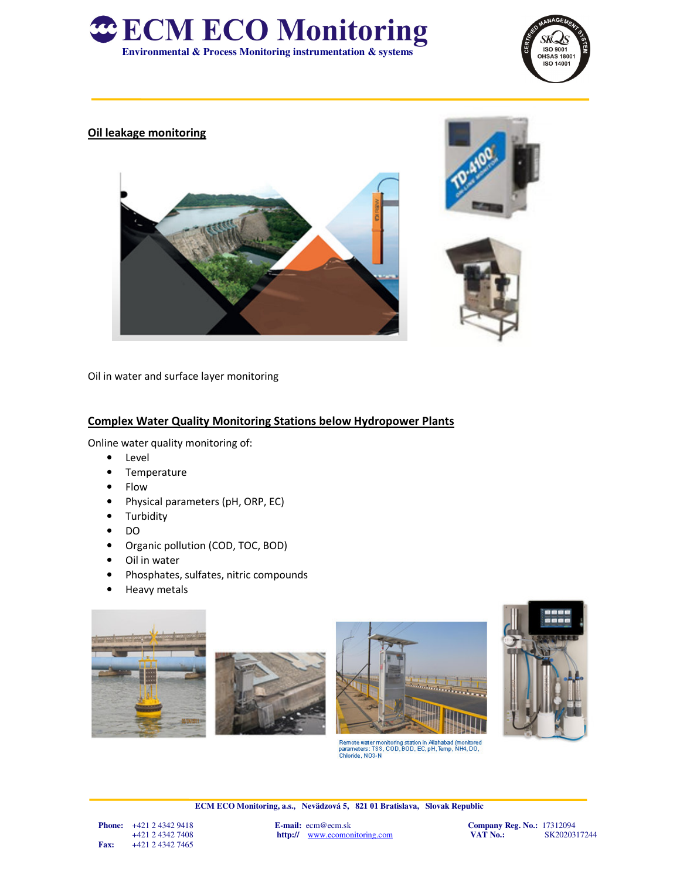## Oil leakage monitoring

Oil in water and surface layer monitoring

## Complex Water Quality Monitoring Stations below Hydropower Plants

Online water quality monitoring of:

- Level
- Temperature
- Flow
- Physical parameters (pH, ORP, EC)
- Turbidity
- DO
- Organic pollution (COD, TOC, BOD)
- Oil in water
- Phosphates, sulfates, nitric compounds
- Heavy metals

Remote water monitoring station in Allahabad (monitored parameters: TSS, COD, BOD, EC, pH, Temp, NH4, DO, Chloride, NO3-N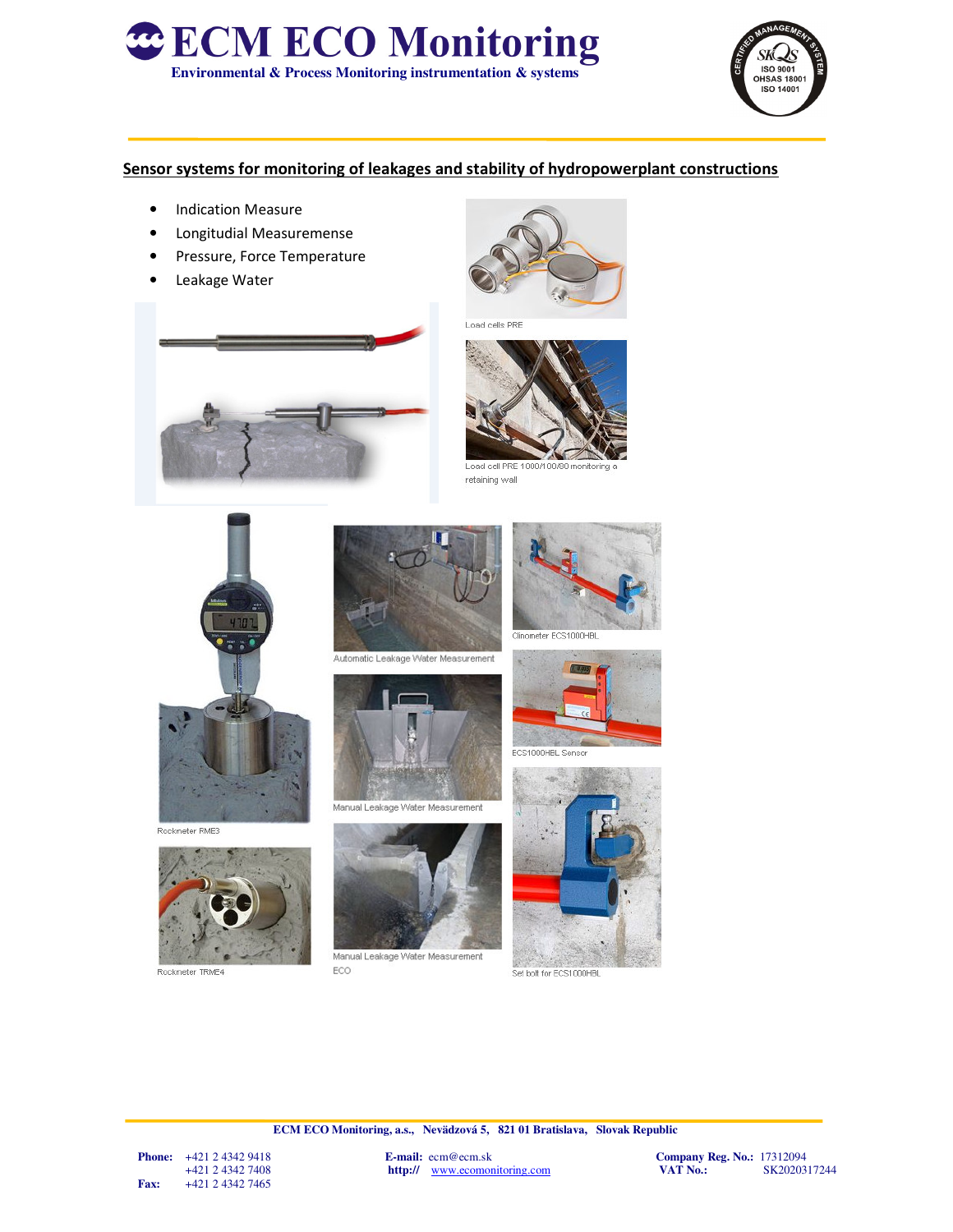# ECM ECO Monitoring

**Environmental & Process Monitoring instrumentation & systems**

CERTIFIED MANAGEMENT SYSTEM SKQS ISO 9001 OHSAS 18001 ISO 14001

## Sensor systems for monitoring of leakages and stability of hydropowerplant constructions

- Indication Measure
- Longitudial Measuremense
- Pressure, Force Temperature
- Leakage Water

Load cells PRE

Load cell PRE 1000/100/80 monitoring a retaining wall

Rockmeter RME3

Automatic Leakage Water Measurement

Clinometer ECS1000HBL

ECS1000HBL Sensor

Manual Leakage Water Measurement

Rockmeter TRME4

Manual Leakage Water Measurement ECO

Set bolt for ECS1000HBL

**ECM ECO Monitoring, a.s., Nevädzová 5, 821 01 Bratislava, Slovak Republic**

**Phone:** +421 2 4342 9418
+421 2 4342 7408
**Fax:** +421 2 4342 7465

**E-mail:** ecm@ecm.sk
**http://** www.ecomonitoring.com

**Company Reg. No.:** 17312094
**VAT No.:** SK2020317244